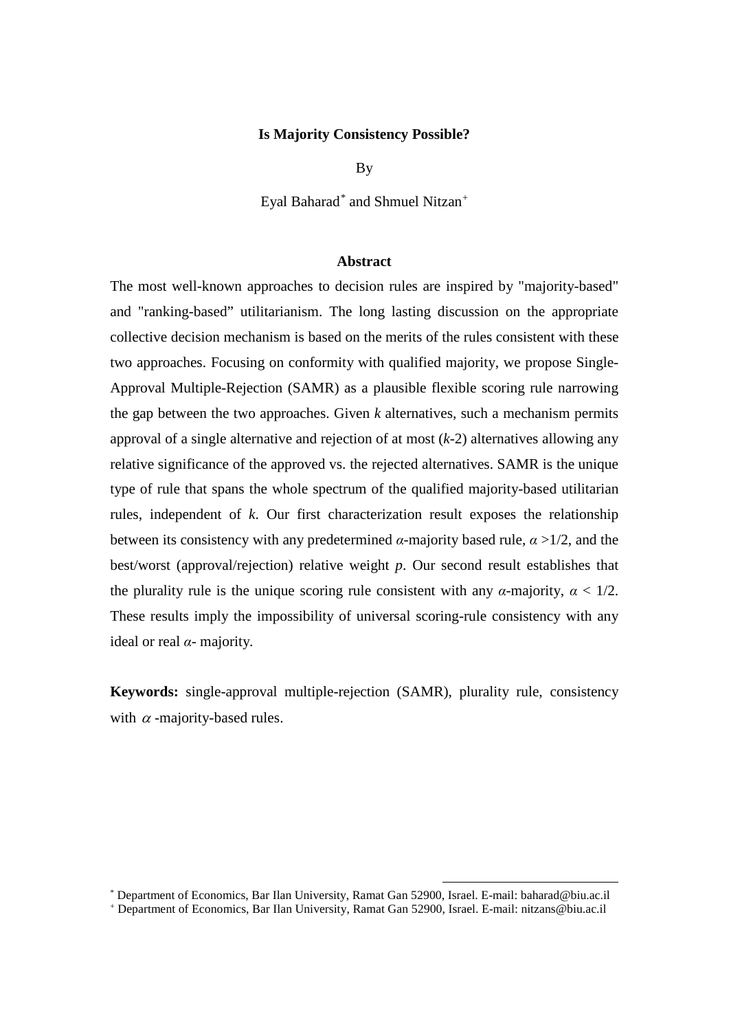# Is Majority Consistency Possible?

By

Eyal Baharad[*] and Shmuel Nitzan[+]

## Abstract

The most well-known approaches to decision rules are inspired by "majority-based" and "ranking-based" utilitarianism. The long lasting discussion on the appropriate collective decision mechanism is based on the merits of the rules consistent with these two approaches. Focusing on conformity with qualified majority, we propose Single-Approval Multiple-Rejection (SAMR) as a plausible flexible scoring rule narrowing the gap between the two approaches. Given $k$ alternatives, such a mechanism permits approval of a single alternative and rejection of at most ($k$-2) alternatives allowing any relative significance of the approved vs. the rejected alternatives. SAMR is the unique type of rule that spans the whole spectrum of the qualified majority-based utilitarian rules, independent of $k$. Our first characterization result exposes the relationship between its consistency with any predetermined $\alpha$-majority based rule, $\alpha > 1/2$, and the best/worst (approval/rejection) relative weight $p$. Our second result establishes that the plurality rule is the unique scoring rule consistent with any $\alpha$-majority, $\alpha < 1/2$. These results imply the impossibility of universal scoring-rule consistency with any ideal or real $\alpha$- majority.

**Keywords:** single-approval multiple-rejection (SAMR), plurality rule, consistency with $\alpha$ -majority-based rules.

[*] Department of Economics, Bar Ilan University, Ramat Gan 52900, Israel. E-mail: baharad@biu.ac.il

[+] Department of Economics, Bar Ilan University, Ramat Gan 52900, Israel. E-mail: nitzans@biu.ac.il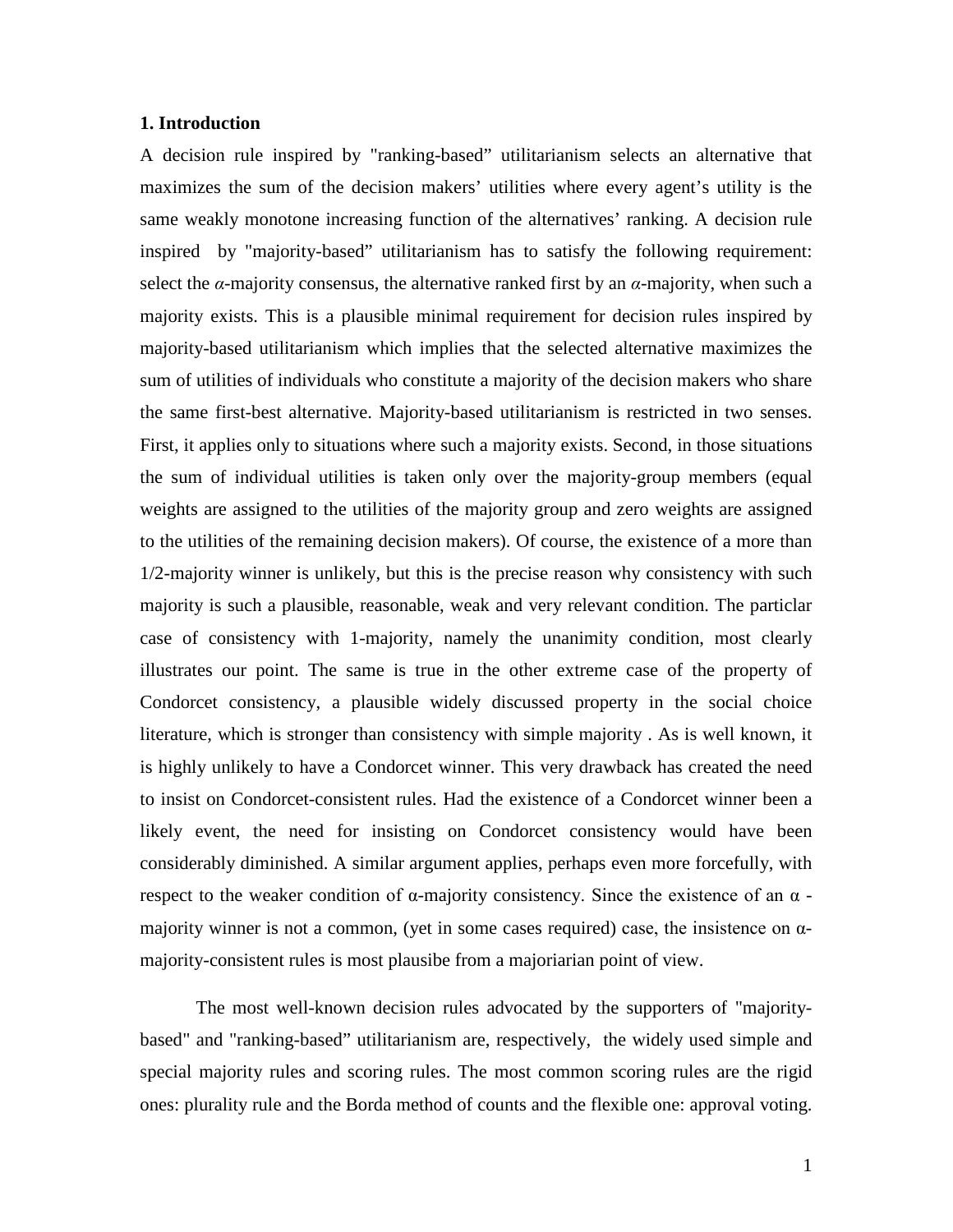## 1. Introduction

A decision rule inspired by "ranking-based" utilitarianism selects an alternative that maximizes the sum of the decision makers' utilities where every agent's utility is the same weakly monotone increasing function of the alternatives' ranking. A decision rule inspired by "majority-based" utilitarianism has to satisfy the following requirement: select the $\alpha$-majority consensus, the alternative ranked first by an $\alpha$-majority, when such a majority exists. This is a plausible minimal requirement for decision rules inspired by majority-based utilitarianism which implies that the selected alternative maximizes the sum of utilities of individuals who constitute a majority of the decision makers who share the same first-best alternative. Majority-based utilitarianism is restricted in two senses. First, it applies only to situations where such a majority exists. Second, in those situations the sum of individual utilities is taken only over the majority-group members (equal weights are assigned to the utilities of the majority group and zero weights are assigned to the utilities of the remaining decision makers). Of course, the existence of a more than 1/2-majority winner is unlikely, but this is the precise reason why consistency with such majority is such a plausible, reasonable, weak and very relevant condition. The particlar case of consistency with 1-majority, namely the unanimity condition, most clearly illustrates our point. The same is true in the other extreme case of the property of Condorcet consistency, a plausible widely discussed property in the social choice literature, which is stronger than consistency with simple majority . As is well known, it is highly unlikely to have a Condorcet winner. This very drawback has created the need to insist on Condorcet-consistent rules. Had the existence of a Condorcet winner been a likely event, the need for insisting on Condorcet consistency would have been considerably diminished. A similar argument applies, perhaps even more forcefully, with respect to the weaker condition of $\alpha$-majority consistency. Since the existence of an $\alpha$-majority winner is not a common, (yet in some cases required) case, the insistence on $\alpha$-majority-consistent rules is most plausibe from a majoriarian point of view.

The most well-known decision rules advocated by the supporters of "majority-based" and "ranking-based" utilitarianism are, respectively, the widely used simple and special majority rules and scoring rules. The most common scoring rules are the rigid ones: plurality rule and the Borda method of counts and the flexible one: approval voting.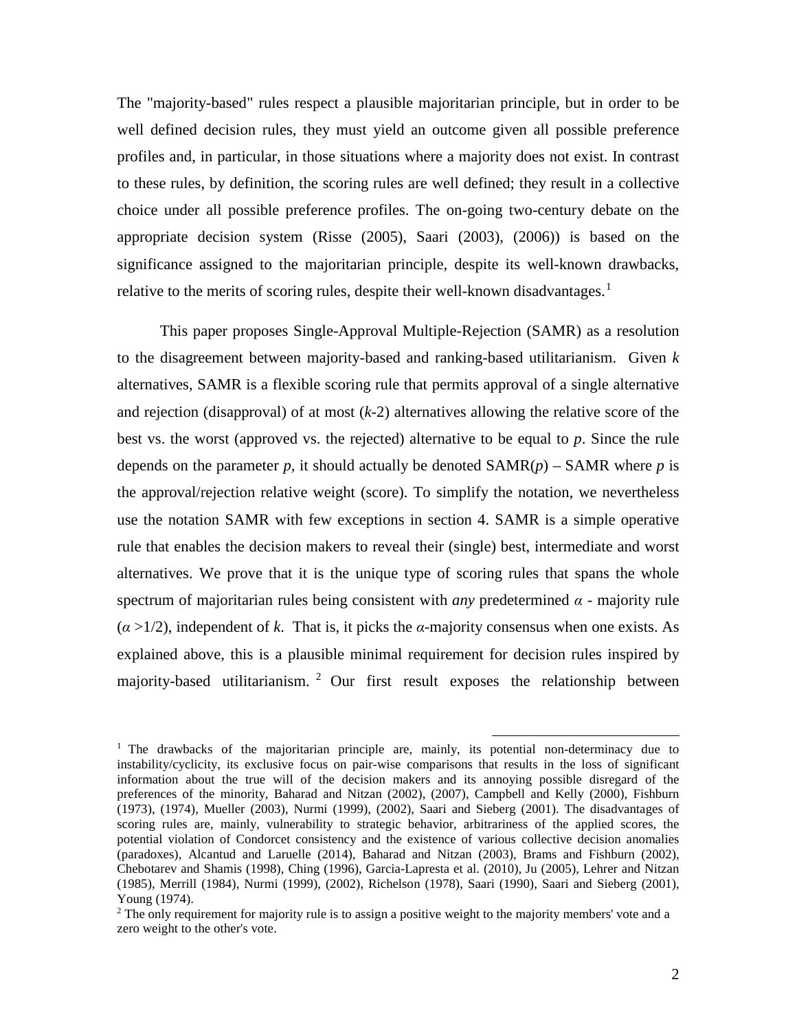The "majority-based" rules respect a plausible majoritarian principle, but in order to be well defined decision rules, they must yield an outcome given all possible preference profiles and, in particular, in those situations where a majority does not exist. In contrast to these rules, by definition, the scoring rules are well defined; they result in a collective choice under all possible preference profiles. The on-going two-century debate on the appropriate decision system (Risse (2005), Saari (2003), (2006)) is based on the significance assigned to the majoritarian principle, despite its well-known drawbacks, relative to the merits of scoring rules, despite their well-known disadvantages.[1]

This paper proposes Single-Approval Multiple-Rejection (SAMR) as a resolution to the disagreement between majority-based and ranking-based utilitarianism. Given $k$ alternatives, SAMR is a flexible scoring rule that permits approval of a single alternative and rejection (disapproval) of at most ($k$-2) alternatives allowing the relative score of the best vs. the worst (approved vs. the rejected) alternative to be equal to $p$. Since the rule depends on the parameter $p$, it should actually be denoted SAMR($p$) – SAMR where $p$ is the approval/rejection relative weight (score). To simplify the notation, we nevertheless use the notation SAMR with few exceptions in section 4. SAMR is a simple operative rule that enables the decision makers to reveal their (single) best, intermediate and worst alternatives. We prove that it is the unique type of scoring rules that spans the whole spectrum of majoritarian rules being consistent with *any* predetermined $\alpha$ - majority rule ($\alpha > 1/2$), independent of $k$. That is, it picks the $\alpha$-majority consensus when one exists. As explained above, this is a plausible minimal requirement for decision rules inspired by majority-based utilitarianism.[2] Our first result exposes the relationship between

---

[1] The drawbacks of the majoritarian principle are, mainly, its potential non-determinacy due to instability/cyclicity, its exclusive focus on pair-wise comparisons that results in the loss of significant information about the true will of the decision makers and its annoying possible disregard of the preferences of the minority, Baharad and Nitzan (2002), (2007), Campbell and Kelly (2000), Fishburn (1973), (1974), Mueller (2003), Nurmi (1999), (2002), Saari and Sieberg (2001). The disadvantages of scoring rules are, mainly, vulnerability to strategic behavior, arbitrariness of the applied scores, the potential violation of Condorcet consistency and the existence of various collective decision anomalies (paradoxes), Alcantud and Laruelle (2014), Baharad and Nitzan (2003), Brams and Fishburn (2002), Chebotarev and Shamis (1998), Ching (1996), Garcia-Lapresta et al. (2010), Ju (2005), Lehrer and Nitzan (1985), Merrill (1984), Nurmi (1999), (2002), Richelson (1978), Saari (1990), Saari and Sieberg (2001), Young (1974).

[2] The only requirement for majority rule is to assign a positive weight to the majority members' vote and a zero weight to the other's vote.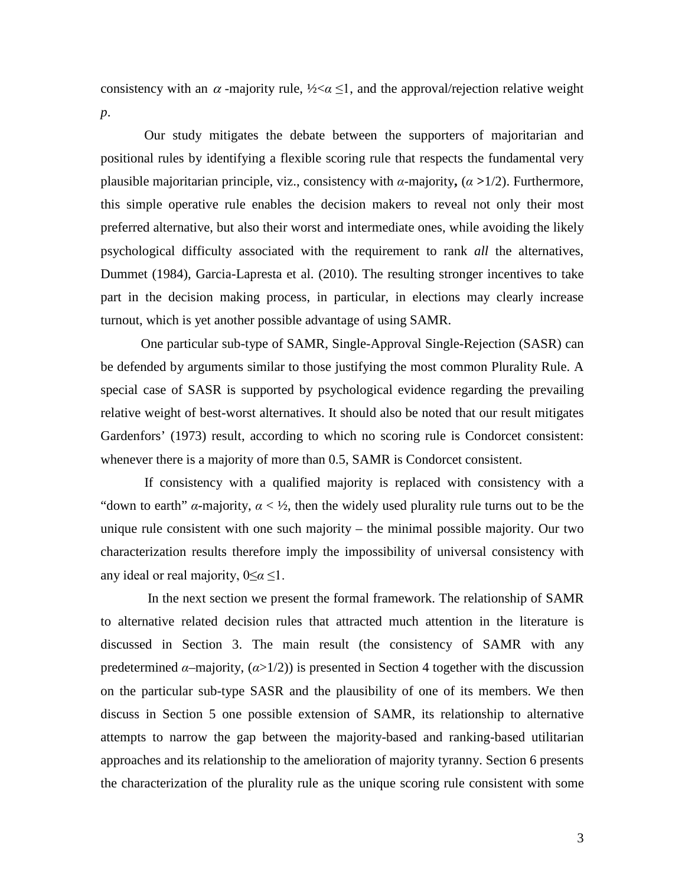consistency with an $\alpha$ -majority rule, $½<\alpha \leq 1$, and the approval/rejection relative weight $p$.

Our study mitigates the debate between the supporters of majoritarian and positional rules by identifying a flexible scoring rule that respects the fundamental very plausible majoritarian principle, viz., consistency with $\alpha$-majority**,** ($\alpha$ **>**1/2). Furthermore, this simple operative rule enables the decision makers to reveal not only their most preferred alternative, but also their worst and intermediate ones, while avoiding the likely psychological difficulty associated with the requirement to rank *all* the alternatives, Dummet (1984), Garcia-Lapresta et al. (2010). The resulting stronger incentives to take part in the decision making process, in particular, in elections may clearly increase turnout, which is yet another possible advantage of using SAMR.

One particular sub-type of SAMR, Single-Approval Single-Rejection (SASR) can be defended by arguments similar to those justifying the most common Plurality Rule. A special case of SASR is supported by psychological evidence regarding the prevailing relative weight of best-worst alternatives. It should also be noted that our result mitigates Gardenfors' (1973) result, according to which no scoring rule is Condorcet consistent: whenever there is a majority of more than 0.5, SAMR is Condorcet consistent.

If consistency with a qualified majority is replaced with consistency with a "down to earth" $\alpha$-majority, $\alpha < ½$, then the widely used plurality rule turns out to be the unique rule consistent with one such majority – the minimal possible majority. Our two characterization results therefore imply the impossibility of universal consistency with any ideal or real majority, $0\leq\alpha \leq 1$.

In the next section we present the formal framework. The relationship of SAMR to alternative related decision rules that attracted much attention in the literature is discussed in Section 3. The main result (the consistency of SAMR with any predetermined $\alpha$–majority, ($\alpha$>1/2)) is presented in Section 4 together with the discussion on the particular sub-type SASR and the plausibility of one of its members. We then discuss in Section 5 one possible extension of SAMR, its relationship to alternative attempts to narrow the gap between the majority-based and ranking-based utilitarian approaches and its relationship to the amelioration of majority tyranny. Section 6 presents the characterization of the plurality rule as the unique scoring rule consistent with some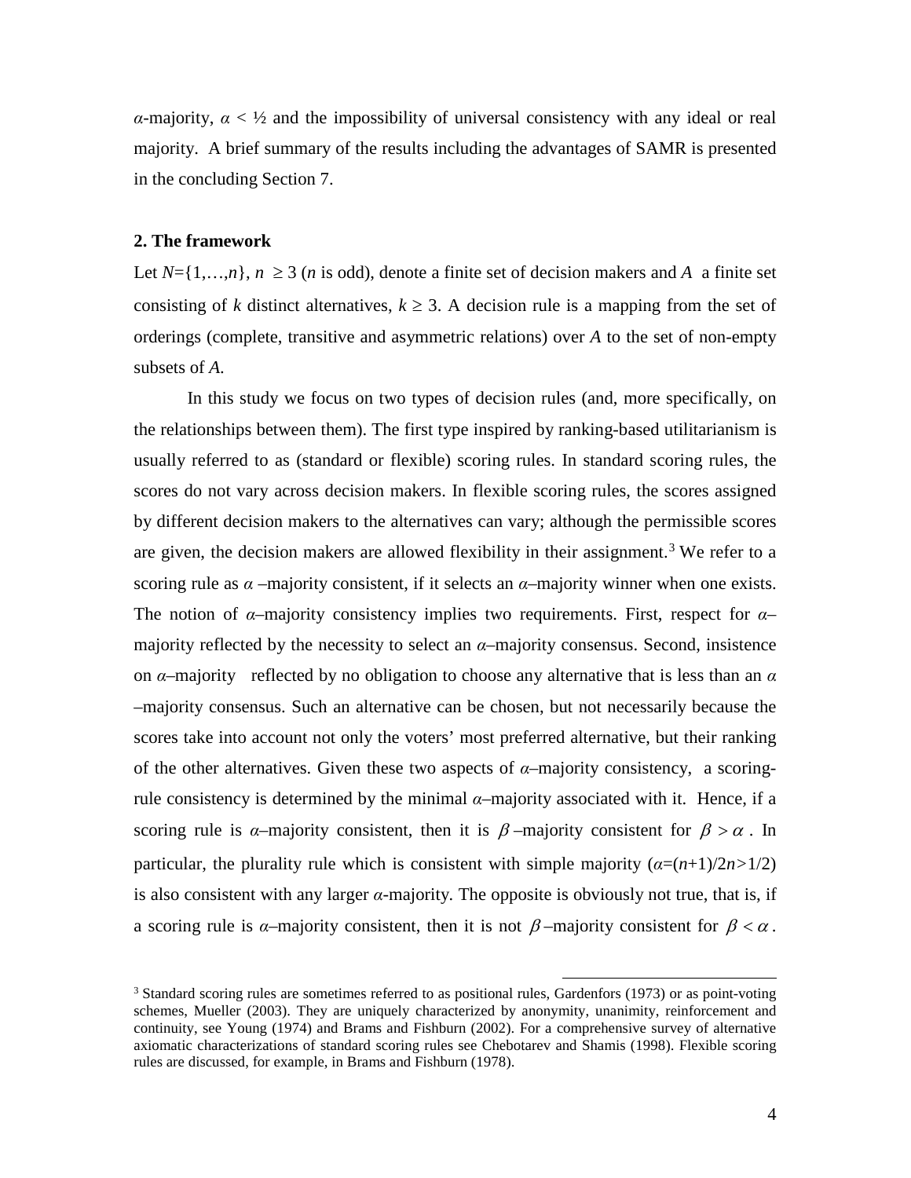$\alpha$-majority, $\alpha < ½$ and the impossibility of universal consistency with any ideal or real majority. A brief summary of the results including the advantages of SAMR is presented in the concluding Section 7.

## 2. The framework

Let $N=\{1,\ldots,n\}$, $n \geq 3$ ($n$ is odd), denote a finite set of decision makers and $A$ a finite set consisting of $k$ distinct alternatives, $k \geq 3$. A decision rule is a mapping from the set of orderings (complete, transitive and asymmetric relations) over $A$ to the set of non-empty subsets of $A$.

In this study we focus on two types of decision rules (and, more specifically, on the relationships between them). The first type inspired by ranking-based utilitarianism is usually referred to as (standard or flexible) scoring rules. In standard scoring rules, the scores do not vary across decision makers. In flexible scoring rules, the scores assigned by different decision makers to the alternatives can vary; although the permissible scores are given, the decision makers are allowed flexibility in their assignment.[3] We refer to a scoring rule as $\alpha$ –majority consistent, if it selects an $\alpha$–majority winner when one exists. The notion of $\alpha$–majority consistency implies two requirements. First, respect for $\alpha$–majority reflected by the necessity to select an $\alpha$–majority consensus. Second, insistence on $\alpha$–majority reflected by no obligation to choose any alternative that is less than an $\alpha$ –majority consensus. Such an alternative can be chosen, but not necessarily because the scores take into account not only the voters' most preferred alternative, but their ranking of the other alternatives. Given these two aspects of $\alpha$–majority consistency, a scoring-rule consistency is determined by the minimal $\alpha$–majority associated with it. Hence, if a scoring rule is $\alpha$–majority consistent, then it is $\beta$–majority consistent for $\beta > \alpha$. In particular, the plurality rule which is consistent with simple majority ($\alpha=(n+1)/2n>1/2$) is also consistent with any larger $\alpha$-majority. The opposite is obviously not true, that is, if a scoring rule is $\alpha$–majority consistent, then it is not $\beta$–majority consistent for $\beta < \alpha$.

[3] Standard scoring rules are sometimes referred to as positional rules, Gardenfors (1973) or as point-voting schemes, Mueller (2003). They are uniquely characterized by anonymity, unanimity, reinforcement and continuity, see Young (1974) and Brams and Fishburn (2002). For a comprehensive survey of alternative axiomatic characterizations of standard scoring rules see Chebotarev and Shamis (1998). Flexible scoring rules are discussed, for example, in Brams and Fishburn (1978).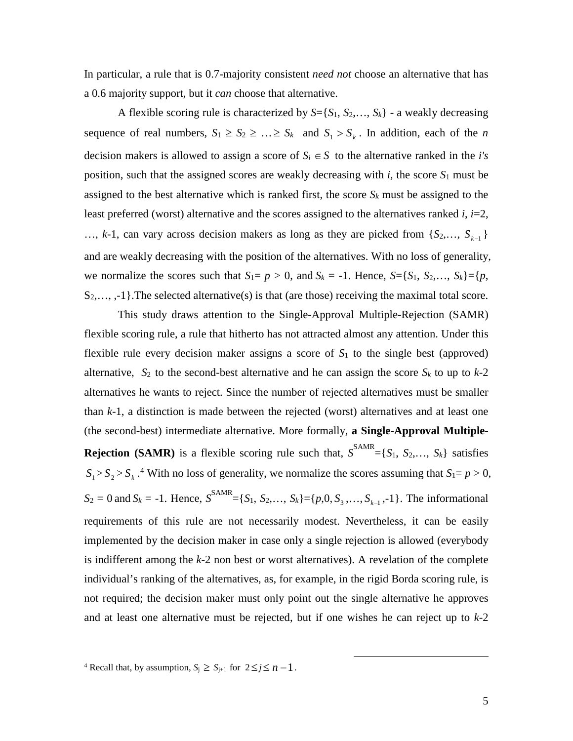In particular, a rule that is 0.7-majority consistent *need not* choose an alternative that has a 0.6 majority support, but it *can* choose that alternative.

A flexible scoring rule is characterized by $S=\{S_1, S_2,\ldots, S_k\}$ - a weakly decreasing sequence of real numbers, $S_1 \geq S_2 \geq \ldots \geq S_k$ and $S_1 > S_k$. In addition, each of the $n$ decision makers is allowed to assign a score of $S_i \in S$ to the alternative ranked in the *i's* position, such that the assigned scores are weakly decreasing with $i$, the score $S_1$ must be assigned to the best alternative which is ranked first, the score $S_k$ must be assigned to the least preferred (worst) alternative and the scores assigned to the alternatives ranked $i$, $i$=2, …, $k$-1, can vary across decision makers as long as they are picked from $\{S_2,\ldots, S_{k-1}\}$ and are weakly decreasing with the position of the alternatives. With no loss of generality, we normalize the scores such that $S_1 = p > 0$, and $S_k = -1$. Hence, $S=\{S_1, S_2,\ldots, S_k\}=\{p, S_2,\ldots, ,-1\}$.The selected alternative(s) is that (are those) receiving the maximal total score.

This study draws attention to the Single-Approval Multiple-Rejection (SAMR) flexible scoring rule, a rule that hitherto has not attracted almost any attention. Under this flexible rule every decision maker assigns a score of $S_1$ to the single best (approved) alternative, $S_2$ to the second-best alternative and he can assign the score $S_k$ to up to $k$-2 alternatives he wants to reject. Since the number of rejected alternatives must be smaller than $k$-1, a distinction is made between the rejected (worst) alternatives and at least one (the second-best) intermediate alternative. More formally, **a Single-Approval Multiple-Rejection (SAMR)** is a flexible scoring rule such that, $S^{\text{SAMR}}=\{S_1, S_2,\ldots, S_k\}$ satisfies $S_1 > S_2 > S_k$.[4] With no loss of generality, we normalize the scores assuming that $S_1 = p > 0$, $S_2 = 0$ and $S_k = -1$. Hence, $S^{\text{SAMR}}=\{S_1, S_2,\ldots, S_k\}=\{p,0, S_3,\ldots, S_{k-1},-1\}$. The informational requirements of this rule are not necessarily modest. Nevertheless, it can be easily implemented by the decision maker in case only a single rejection is allowed (everybody is indifferent among the $k$-2 non best or worst alternatives). A revelation of the complete individual's ranking of the alternatives, as, for example, in the rigid Borda scoring rule, is not required; the decision maker must only point out the single alternative he approves and at least one alternative must be rejected, but if one wishes he can reject up to $k$-2

[4] Recall that, by assumption, $S_j \geq S_{j+1}$ for $2 \leq j \leq n-1$.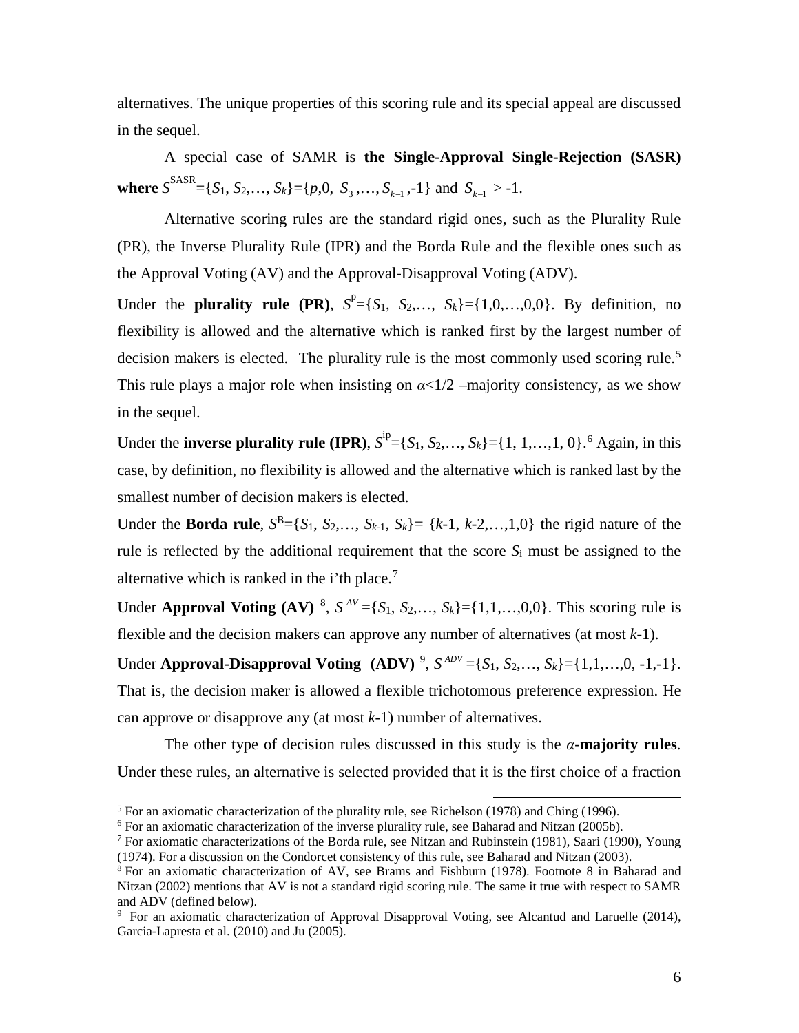alternatives. The unique properties of this scoring rule and its special appeal are discussed in the sequel.

A special case of SAMR is **the Single-Approval Single-Rejection (SASR) where** $S^{\text{SASR}}=\{S_1, S_2,\ldots, S_k\}=\{p,0, S_3,\ldots, S_{k-1},-1\}$ and $S_{k-1} > -1$.

Alternative scoring rules are the standard rigid ones, such as the Plurality Rule (PR), the Inverse Plurality Rule (IPR) and the Borda Rule and the flexible ones such as the Approval Voting (AV) and the Approval-Disapproval Voting (ADV).

Under the **plurality rule (PR)**, $S^{\text{p}}=\{S_1, S_2,\ldots, S_k\}=\{1,0,\ldots,0,0\}$. By definition, no flexibility is allowed and the alternative which is ranked first by the largest number of decision makers is elected. The plurality rule is the most commonly used scoring rule.[5] This rule plays a major role when insisting on $\alpha<1/2$ –majority consistency, as we show in the sequel.

Under the **inverse plurality rule (IPR)**, $S^{\text{ip}}=\{S_1, S_2,\ldots, S_k\}=\{1, 1,\ldots,1, 0\}$.[6] Again, in this case, by definition, no flexibility is allowed and the alternative which is ranked last by the smallest number of decision makers is elected.

Under the **Borda rule**, $S^{\text{B}}=\{S_1, S_2,\ldots, S_{k-1}, S_k\}= \{k-1, k-2,\ldots,1,0\}$ the rigid nature of the rule is reflected by the additional requirement that the score $S_i$ must be assigned to the alternative which is ranked in the i'th place.[7]

Under **Approval Voting (AV)** [8], $S^{AV}=\{S_1, S_2,\ldots, S_k\}=\{1,1,\ldots,0,0\}$. This scoring rule is flexible and the decision makers can approve any number of alternatives (at most $k$-1).

Under **Approval-Disapproval Voting (ADV)** [9], $S^{ADV}=\{S_1, S_2,\ldots, S_k\}=\{1,1,\ldots,0, -1,-1\}$. That is, the decision maker is allowed a flexible trichotomous preference expression. He can approve or disapprove any (at most $k$-1) number of alternatives.

The other type of decision rules discussed in this study is the $\alpha$-**majority rules**. Under these rules, an alternative is selected provided that it is the first choice of a fraction

---

[5] For an axiomatic characterization of the plurality rule, see Richelson (1978) and Ching (1996).

[6] For an axiomatic characterization of the inverse plurality rule, see Baharad and Nitzan (2005b).

[7] For axiomatic characterizations of the Borda rule, see Nitzan and Rubinstein (1981), Saari (1990), Young (1974). For a discussion on the Condorcet consistency of this rule, see Baharad and Nitzan (2003).

[8] For an axiomatic characterization of AV, see Brams and Fishburn (1978). Footnote 8 in Baharad and Nitzan (2002) mentions that AV is not a standard rigid scoring rule. The same it true with respect to SAMR and ADV (defined below).

[9] For an axiomatic characterization of Approval Disapproval Voting, see Alcantud and Laruelle (2014), Garcia-Lapresta et al. (2010) and Ju (2005).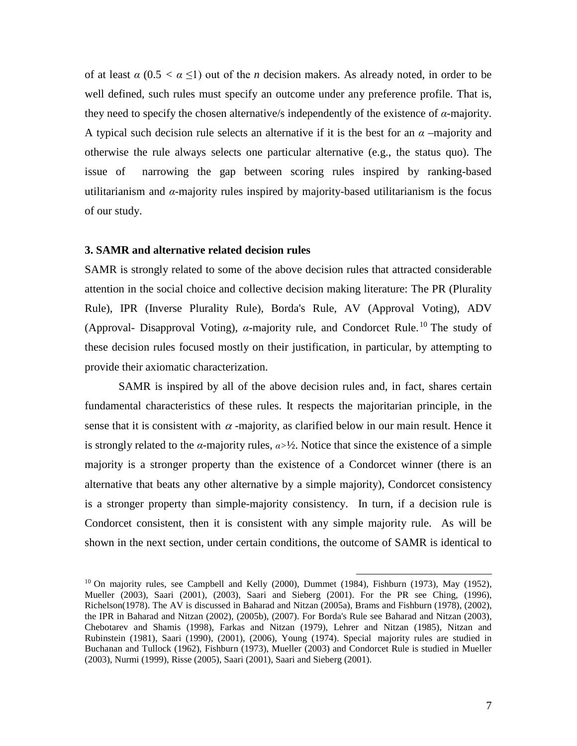of at least $\alpha$ ($0.5 < \alpha \leq 1$) out of the $n$ decision makers. As already noted, in order to be well defined, such rules must specify an outcome under any preference profile. That is, they need to specify the chosen alternative/s independently of the existence of $\alpha$-majority. A typical such decision rule selects an alternative if it is the best for an $\alpha$ –majority and otherwise the rule always selects one particular alternative (e.g., the status quo). The issue of narrowing the gap between scoring rules inspired by ranking-based utilitarianism and $\alpha$-majority rules inspired by majority-based utilitarianism is the focus of our study.

### 3. SAMR and alternative related decision rules

SAMR is strongly related to some of the above decision rules that attracted considerable attention in the social choice and collective decision making literature: The PR (Plurality Rule), IPR (Inverse Plurality Rule), Borda's Rule, AV (Approval Voting), ADV (Approval- Disapproval Voting), $\alpha$-majority rule, and Condorcet Rule.[10] The study of these decision rules focused mostly on their justification, in particular, by attempting to provide their axiomatic characterization.

SAMR is inspired by all of the above decision rules and, in fact, shares certain fundamental characteristics of these rules. It respects the majoritarian principle, in the sense that it is consistent with $\alpha$ -majority, as clarified below in our main result. Hence it is strongly related to the $\alpha$-majority rules, $\alpha > ½$. Notice that since the existence of a simple majority is a stronger property than the existence of a Condorcet winner (there is an alternative that beats any other alternative by a simple majority), Condorcet consistency is a stronger property than simple-majority consistency. In turn, if a decision rule is Condorcet consistent, then it is consistent with any simple majority rule. As will be shown in the next section, under certain conditions, the outcome of SAMR is identical to

---

[10] On majority rules, see Campbell and Kelly (2000), Dummet (1984), Fishburn (1973), May (1952), Mueller (2003), Saari (2001), (2003), Saari and Sieberg (2001). For the PR see Ching, (1996), Richelson(1978). The AV is discussed in Baharad and Nitzan (2005a), Brams and Fishburn (1978), (2002), the IPR in Baharad and Nitzan (2002), (2005b), (2007). For Borda's Rule see Baharad and Nitzan (2003), Chebotarev and Shamis (1998), Farkas and Nitzan (1979), Lehrer and Nitzan (1985), Nitzan and Rubinstein (1981), Saari (1990), (2001), (2006), Young (1974). Special majority rules are studied in Buchanan and Tullock (1962), Fishburn (1973), Mueller (2003) and Condorcet Rule is studied in Mueller (2003), Nurmi (1999), Risse (2005), Saari (2001), Saari and Sieberg (2001).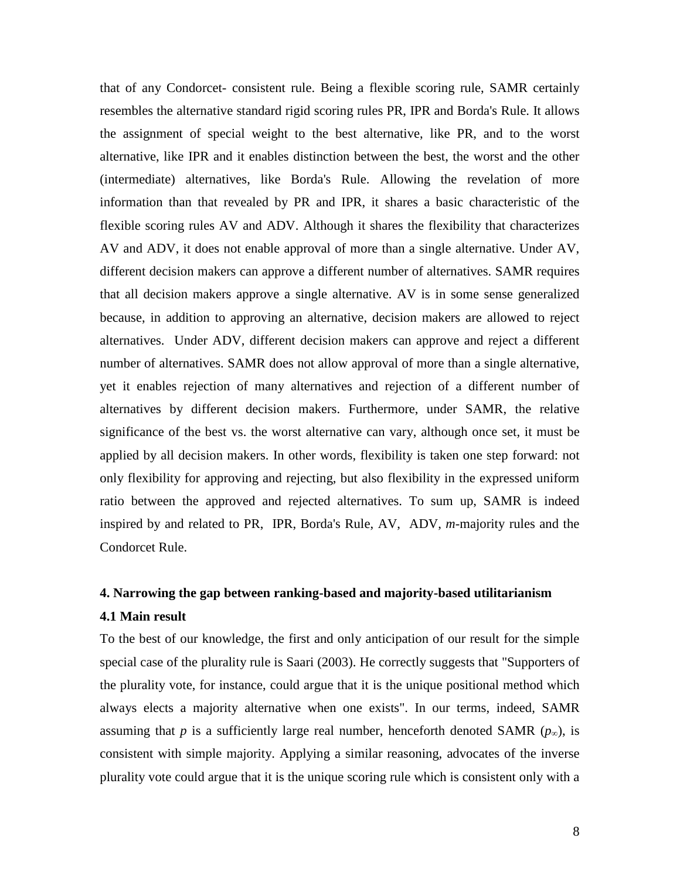that of any Condorcet- consistent rule. Being a flexible scoring rule, SAMR certainly resembles the alternative standard rigid scoring rules PR, IPR and Borda's Rule. It allows the assignment of special weight to the best alternative, like PR, and to the worst alternative, like IPR and it enables distinction between the best, the worst and the other (intermediate) alternatives, like Borda's Rule. Allowing the revelation of more information than that revealed by PR and IPR, it shares a basic characteristic of the flexible scoring rules AV and ADV. Although it shares the flexibility that characterizes AV and ADV, it does not enable approval of more than a single alternative. Under AV, different decision makers can approve a different number of alternatives. SAMR requires that all decision makers approve a single alternative. AV is in some sense generalized because, in addition to approving an alternative, decision makers are allowed to reject alternatives. Under ADV, different decision makers can approve and reject a different number of alternatives. SAMR does not allow approval of more than a single alternative, yet it enables rejection of many alternatives and rejection of a different number of alternatives by different decision makers. Furthermore, under SAMR, the relative significance of the best vs. the worst alternative can vary, although once set, it must be applied by all decision makers. In other words, flexibility is taken one step forward: not only flexibility for approving and rejecting, but also flexibility in the expressed uniform ratio between the approved and rejected alternatives. To sum up, SAMR is indeed inspired by and related to PR, IPR, Borda's Rule, AV, ADV, *m*-majority rules and the Condorcet Rule.

## 4. Narrowing the gap between ranking-based and majority-based utilitarianism

### 4.1 Main result

To the best of our knowledge, the first and only anticipation of our result for the simple special case of the plurality rule is Saari (2003). He correctly suggests that "Supporters of the plurality vote, for instance, could argue that it is the unique positional method which always elects a majority alternative when one exists". In our terms, indeed, SAMR assuming that $p$ is a sufficiently large real number, henceforth denoted SAMR ($p_\infty$), is consistent with simple majority. Applying a similar reasoning, advocates of the inverse plurality vote could argue that it is the unique scoring rule which is consistent only with a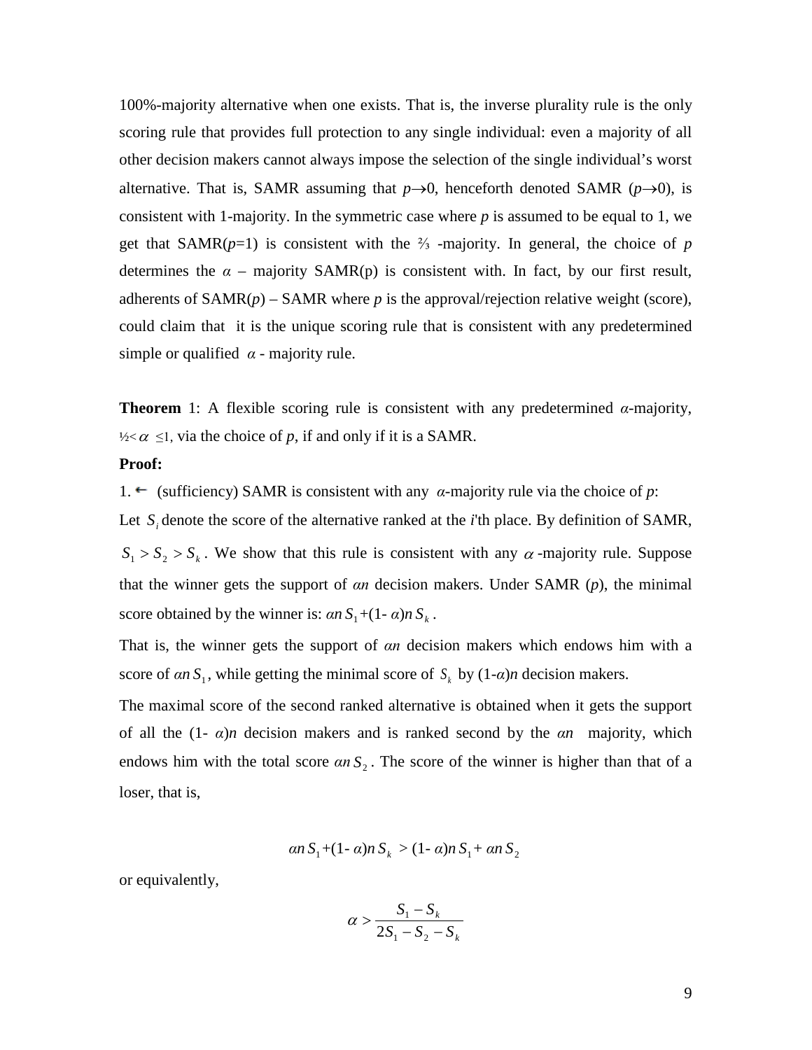100%-majority alternative when one exists. That is, the inverse plurality rule is the only scoring rule that provides full protection to any single individual: even a majority of all other decision makers cannot always impose the selection of the single individual's worst alternative. That is, SAMR assuming that $p \to 0$, henceforth denoted SAMR ($p \to 0$), is consistent with 1-majority. In the symmetric case where $p$ is assumed to be equal to 1, we get that SAMR($p$=1) is consistent with the ⅔ -majority. In general, the choice of $p$ determines the $\alpha$ – majority SAMR(p) is consistent with. In fact, by our first result, adherents of SAMR($p$) – SAMR where $p$ is the approval/rejection relative weight (score), could claim that it is the unique scoring rule that is consistent with any predetermined simple or qualified $\alpha$ - majority rule.

**Theorem** 1: A flexible scoring rule is consistent with any predetermined $\alpha$-majority, $½ < \alpha \leq 1$, via the choice of $p$, if and only if it is a SAMR.

**Proof:**

1. $\leftarrow$ (sufficiency) SAMR is consistent with any $\alpha$-majority rule via the choice of $p$:

Let $S_i$ denote the score of the alternative ranked at the $i$'th place. By definition of SAMR, $S_1 > S_2 > S_k$. We show that this rule is consistent with any $\alpha$-majority rule. Suppose that the winner gets the support of $\alpha n$ decision makers. Under SAMR ($p$), the minimal score obtained by the winner is: $\alpha n S_1 + (1-\alpha) n S_k$.

That is, the winner gets the support of $\alpha n$ decision makers which endows him with a score of $\alpha n S_1$, while getting the minimal score of $S_k$ by $(1-\alpha)n$ decision makers.

The maximal score of the second ranked alternative is obtained when it gets the support of all the $(1-\alpha)n$ decision makers and is ranked second by the $\alpha n$ majority, which endows him with the total score $\alpha n S_2$. The score of the winner is higher than that of a loser, that is,

$$\alpha n S_1 + (1-\alpha) n S_k > (1-\alpha) n S_1 + \alpha n S_2$$

or equivalently,

$$\alpha > \frac{S_1 - S_k}{2S_1 - S_2 - S_k}$$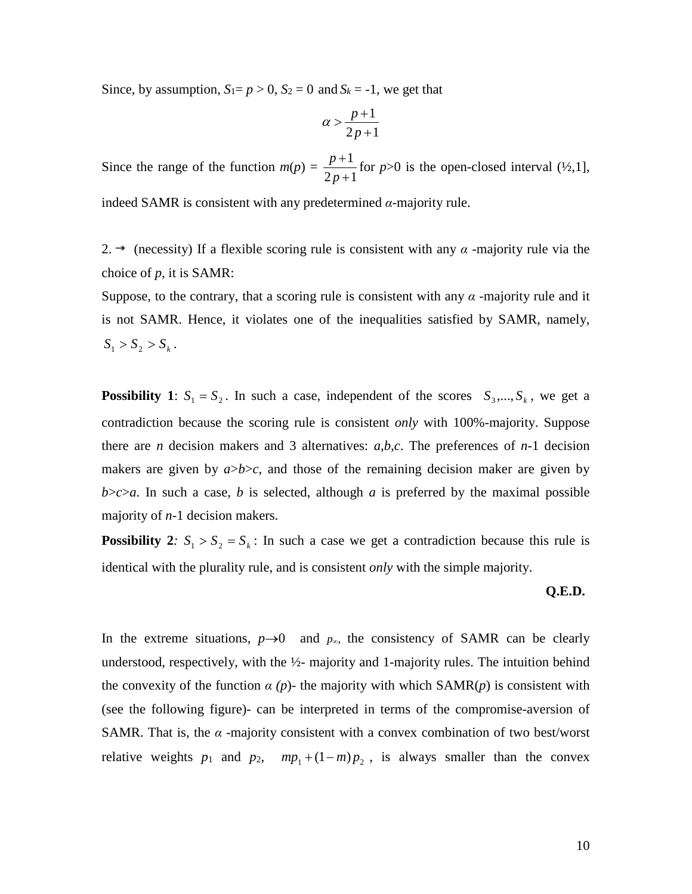Since, by assumption, $S_1 = p > 0$, $S_2 = 0$ and $S_k = -1$, we get that

$$\alpha > \frac{p+1}{2p+1}$$

Since the range of the function $m(p) = \frac{p+1}{2p+1}$ for $p>0$ is the open-closed interval (½,1], indeed SAMR is consistent with any predetermined $\alpha$-majority rule.

2. → (necessity) If a flexible scoring rule is consistent with any $\alpha$ -majority rule via the choice of $p$, it is SAMR:

Suppose, to the contrary, that a scoring rule is consistent with any $\alpha$ -majority rule and it is not SAMR. Hence, it violates one of the inequalities satisfied by SAMR, namely, $S_1 > S_2 > S_k$.

**Possibility 1**: $S_1 = S_2$. In such a case, independent of the scores $S_3,...,S_k$, we get a contradiction because the scoring rule is consistent *only* with 100%-majority. Suppose there are $n$ decision makers and 3 alternatives: $a$,$b$,$c$. The preferences of $n$-1 decision makers are given by $a$>$b$>$c$, and those of the remaining decision maker are given by $b$>$c$>$a$. In such a case, $b$ is selected, although $a$ is preferred by the maximal possible majority of $n$-1 decision makers.

**Possibility 2***:* $S_1 > S_2 = S_k$: In such a case we get a contradiction because this rule is identical with the plurality rule, and is consistent *only* with the simple majority.

**Q.E.D.**

In the extreme situations, $p \to 0$ and $p_\infty$, the consistency of SAMR can be clearly understood, respectively, with the ½- majority and 1-majority rules. The intuition behind the convexity of the function $\alpha$ *(p)*- the majority with which SAMR($p$) is consistent with (see the following figure)- can be interpreted in terms of the compromise-aversion of SAMR. That is, the $\alpha$ -majority consistent with a convex combination of two best/worst relative weights $p_1$ and $p_2$, $mp_1 + (1-m)p_2$, is always smaller than the convex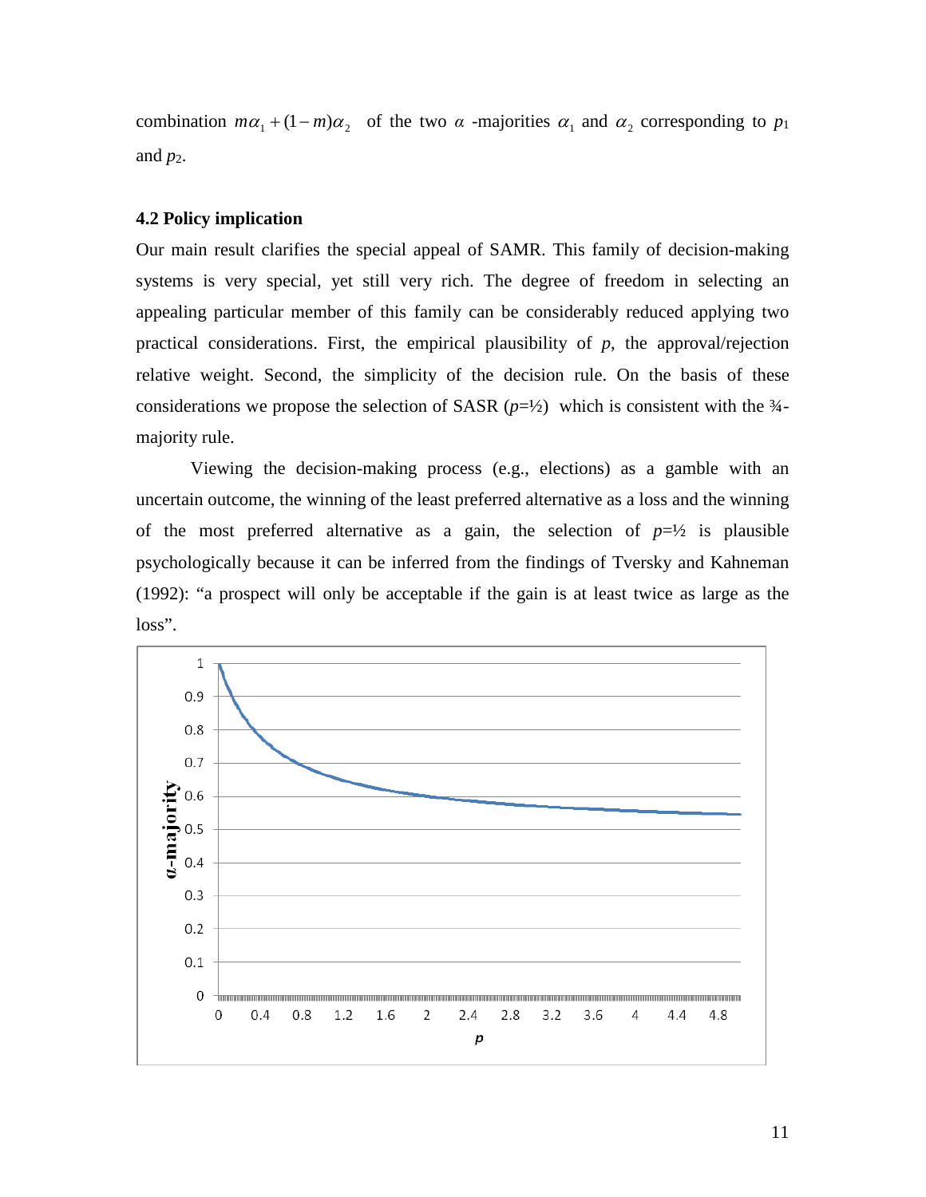combination $m\alpha_1 + (1-m)\alpha_2$ of the two $\alpha$ -majorities $\alpha_1$ and $\alpha_2$ corresponding to $p_1$ and $p_2$.

### 4.2 Policy implication

Our main result clarifies the special appeal of SAMR. This family of decision-making systems is very special, yet still very rich. The degree of freedom in selecting an appealing particular member of this family can be considerably reduced applying two practical considerations. First, the empirical plausibility of *p*, the approval/rejection relative weight. Second, the simplicity of the decision rule. On the basis of these considerations we propose the selection of SASR ($p$=½) which is consistent with the ¾-majority rule.

Viewing the decision-making process (e.g., elections) as a gamble with an uncertain outcome, the winning of the least preferred alternative as a loss and the winning of the most preferred alternative as a gain, the selection of $p$=½ is plausible psychologically because it can be inferred from the findings of Tversky and Kahneman (1992): "a prospect will only be acceptable if the gain is at least twice as large as the loss".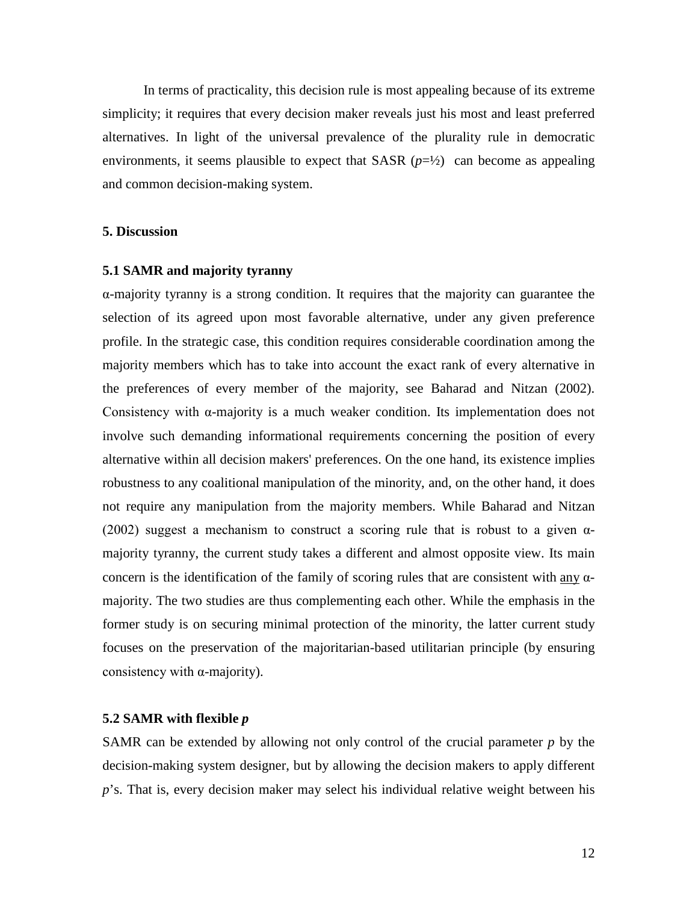In terms of practicality, this decision rule is most appealing because of its extreme simplicity; it requires that every decision maker reveals just his most and least preferred alternatives. In light of the universal prevalence of the plurality rule in democratic environments, it seems plausible to expect that SASR ($p$=½) can become as appealing and common decision-making system.

## 5. Discussion

### 5.1 SAMR and majority tyranny

α-majority tyranny is a strong condition. It requires that the majority can guarantee the selection of its agreed upon most favorable alternative, under any given preference profile. In the strategic case, this condition requires considerable coordination among the majority members which has to take into account the exact rank of every alternative in the preferences of every member of the majority, see Baharad and Nitzan (2002). Consistency with α-majority is a much weaker condition. Its implementation does not involve such demanding informational requirements concerning the position of every alternative within all decision makers' preferences. On the one hand, its existence implies robustness to any coalitional manipulation of the minority, and, on the other hand, it does not require any manipulation from the majority members. While Baharad and Nitzan (2002) suggest a mechanism to construct a scoring rule that is robust to a given α-majority tyranny, the current study takes a different and almost opposite view. Its main concern is the identification of the family of scoring rules that are consistent with <u>any</u> α-majority. The two studies are thus complementing each other. While the emphasis in the former study is on securing minimal protection of the minority, the latter current study focuses on the preservation of the majoritarian-based utilitarian principle (by ensuring consistency with α-majority).

### 5.2 SAMR with flexible *p*

SAMR can be extended by allowing not only control of the crucial parameter $p$ by the decision-making system designer, but by allowing the decision makers to apply different $p$'s. That is, every decision maker may select his individual relative weight between his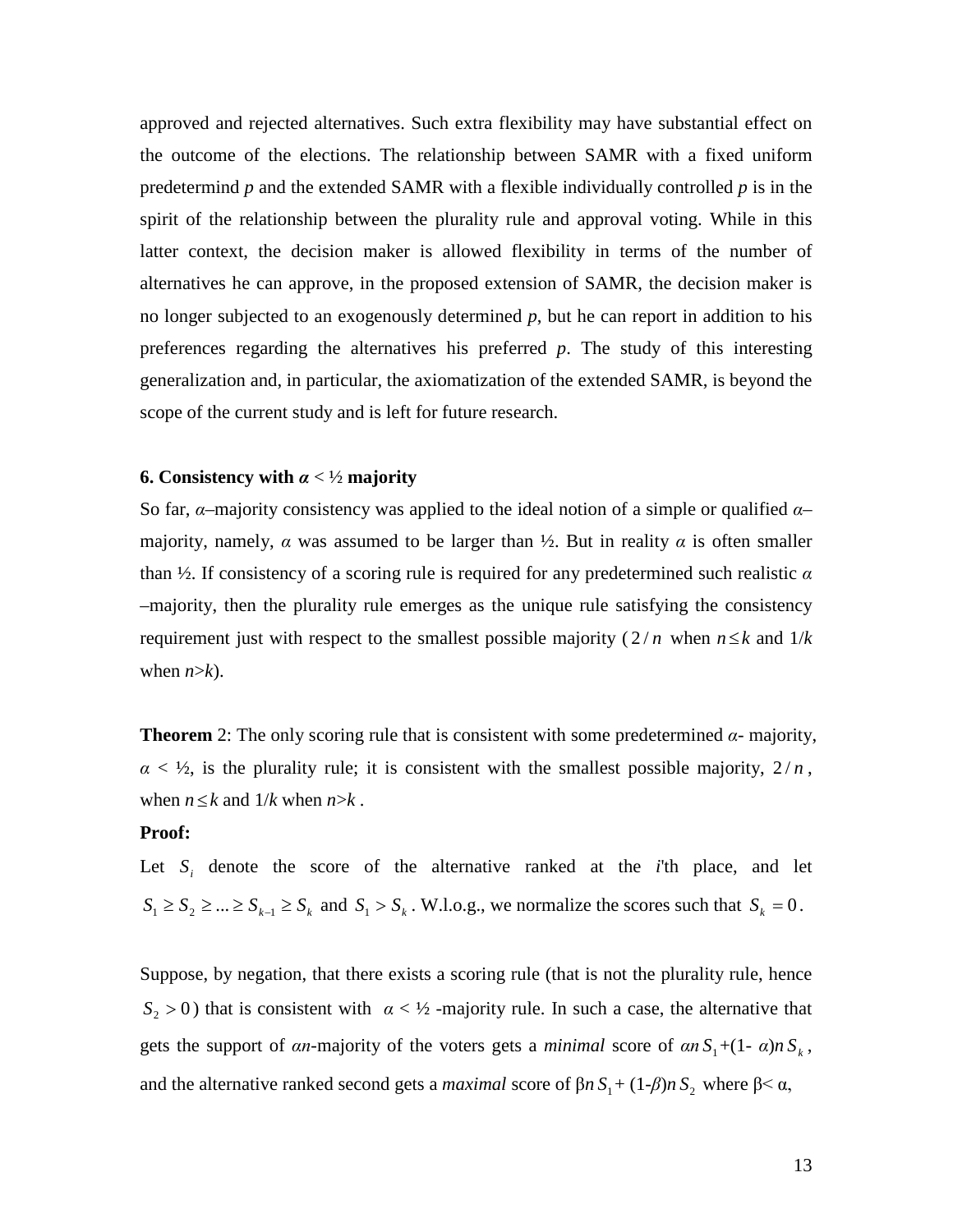approved and rejected alternatives. Such extra flexibility may have substantial effect on the outcome of the elections. The relationship between SAMR with a fixed uniform predetermind $p$ and the extended SAMR with a flexible individually controlled $p$ is in the spirit of the relationship between the plurality rule and approval voting. While in this latter context, the decision maker is allowed flexibility in terms of the number of alternatives he can approve, in the proposed extension of SAMR, the decision maker is no longer subjected to an exogenously determined $p$, but he can report in addition to his preferences regarding the alternatives his preferred $p$. The study of this interesting generalization and, in particular, the axiomatization of the extended SAMR, is beyond the scope of the current study and is left for future research.

**6. Consistency with $\alpha$ < ½ majority**

So far, $\alpha$–majority consistency was applied to the ideal notion of a simple or qualified $\alpha$–majority, namely, $\alpha$ was assumed to be larger than ½. But in reality $\alpha$ is often smaller than ½. If consistency of a scoring rule is required for any predetermined such realistic $\alpha$ –majority, then the plurality rule emerges as the unique rule satisfying the consistency requirement just with respect to the smallest possible majority ($2/n$ when $n \leq k$ and $1/k$ when $n>k$).

**Theorem** 2: The only scoring rule that is consistent with some predetermined $\alpha$- majority, $\alpha$ < ½, is the plurality rule; it is consistent with the smallest possible majority, $2/n$, when $n \leq k$ and $1/k$ when $n>k$ .

**Proof:**

Let $S_i$ denote the score of the alternative ranked at the $i$'th place, and let $S_1 \geq S_2 \geq ... \geq S_{k-1} \geq S_k$ and $S_1 > S_k$. W.l.o.g., we normalize the scores such that $S_k = 0$.

Suppose, by negation, that there exists a scoring rule (that is not the plurality rule, hence $S_2 > 0$) that is consistent with $\alpha$ < ½ -majority rule. In such a case, the alternative that gets the support of $\alpha n$-majority of the voters gets a *minimal* score of $\alpha n S_1$+(1- $\alpha$)$n S_k$, and the alternative ranked second gets a *maximal* score of $\beta n S_1$+ (1-$\beta$)$n S_2$ where $\beta < \alpha$,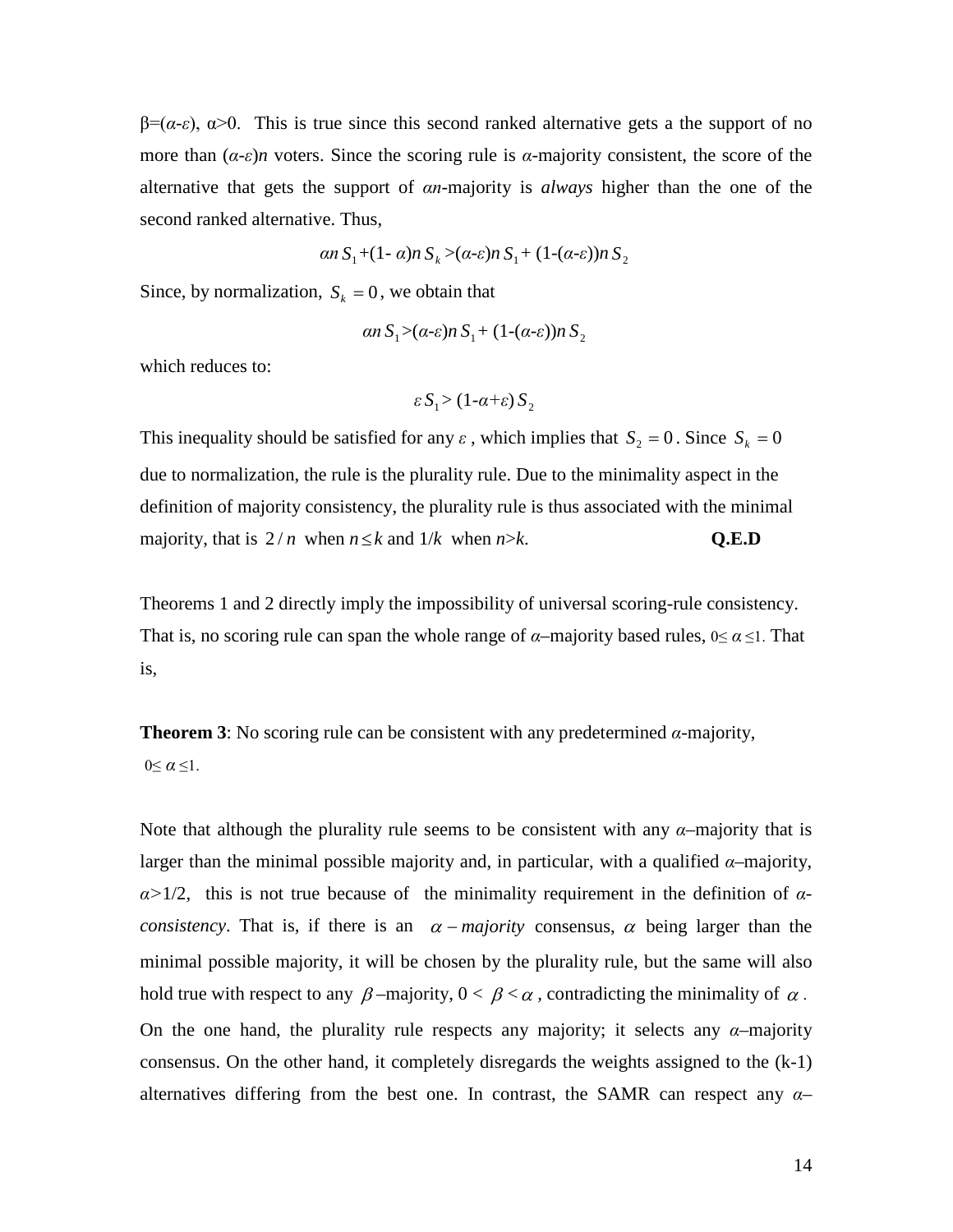β=($\alpha$-$\varepsilon$), α>0. This is true since this second ranked alternative gets a the support of no more than ($\alpha$-$\varepsilon$)$n$ voters. Since the scoring rule is $\alpha$-majority consistent, the score of the alternative that gets the support of $\alpha n$-majority is *always* higher than the one of the second ranked alternative. Thus,

$$\alpha n\, S_1 + (1-\alpha)n\, S_k > (\alpha-\varepsilon)n\, S_1 + (1-(\alpha-\varepsilon))n\, S_2$$

Since, by normalization, $S_k = 0$, we obtain that

$$\alpha n\, S_1 > (\alpha-\varepsilon)n\, S_1 + (1-(\alpha-\varepsilon))n\, S_2$$

which reduces to:

$$\varepsilon\, S_1 > (1-\alpha+\varepsilon)\, S_2$$

This inequality should be satisfied for any $\varepsilon$, which implies that $S_2 = 0$. Since $S_k = 0$ due to normalization, the rule is the plurality rule. Due to the minimality aspect in the definition of majority consistency, the plurality rule is thus associated with the minimal majority, that is $2/n$ when $n \leq k$ and $1/k$ when $n>k$. **Q.E.D**

Theorems 1 and 2 directly imply the impossibility of universal scoring-rule consistency. That is, no scoring rule can span the whole range of $\alpha$–majority based rules, $0 \leq \alpha \leq 1$. That is,

**Theorem 3**: No scoring rule can be consistent with any predetermined $\alpha$-majority, $0 \leq \alpha \leq 1$.

Note that although the plurality rule seems to be consistent with any $\alpha$–majority that is larger than the minimal possible majority and, in particular, with a qualified $\alpha$–majority, $\alpha$>1/2, this is not true because of the minimality requirement in the definition of *α-consistency*. That is, if there is an $\alpha$ *– majority* consensus, $\alpha$ being larger than the minimal possible majority, it will be chosen by the plurality rule, but the same will also hold true with respect to any $\beta$–majority, $0 < \beta < \alpha$, contradicting the minimality of $\alpha$. On the one hand, the plurality rule respects any majority; it selects any $\alpha$–majority consensus. On the other hand, it completely disregards the weights assigned to the (k-1) alternatives differing from the best one. In contrast, the SAMR can respect any $\alpha$–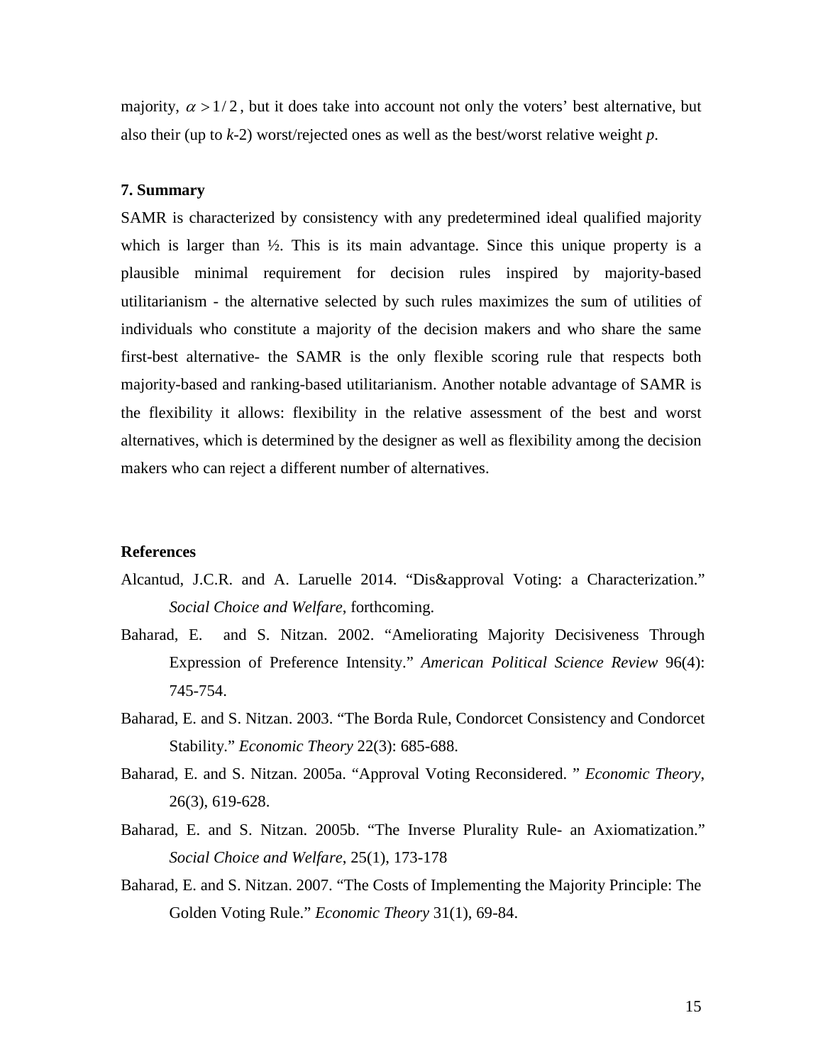majority, $\alpha > 1/2$, but it does take into account not only the voters' best alternative, but also their (up to $k$-2) worst/rejected ones as well as the best/worst relative weight $p$.

## 7. Summary

SAMR is characterized by consistency with any predetermined ideal qualified majority which is larger than ½. This is its main advantage. Since this unique property is a plausible minimal requirement for decision rules inspired by majority-based utilitarianism - the alternative selected by such rules maximizes the sum of utilities of individuals who constitute a majority of the decision makers and who share the same first-best alternative- the SAMR is the only flexible scoring rule that respects both majority-based and ranking-based utilitarianism. Another notable advantage of SAMR is the flexibility it allows: flexibility in the relative assessment of the best and worst alternatives, which is determined by the designer as well as flexibility among the decision makers who can reject a different number of alternatives.

## References

Alcantud, J.C.R. and A. Laruelle 2014. "Dis&approval Voting: a Characterization." *Social Choice and Welfare*, forthcoming.

Baharad, E. and S. Nitzan. 2002. "Ameliorating Majority Decisiveness Through Expression of Preference Intensity." *American Political Science Review* 96(4): 745-754.

Baharad, E. and S. Nitzan. 2003. "The Borda Rule, Condorcet Consistency and Condorcet Stability." *Economic Theory* 22(3): 685-688.

Baharad, E. and S. Nitzan. 2005a. "Approval Voting Reconsidered. " *Economic Theory*, 26(3), 619-628.

Baharad, E. and S. Nitzan. 2005b. "The Inverse Plurality Rule- an Axiomatization." *Social Choice and Welfare*, 25(1), 173-178

Baharad, E. and S. Nitzan. 2007. "The Costs of Implementing the Majority Principle: The Golden Voting Rule." *Economic Theory* 31(1), 69-84.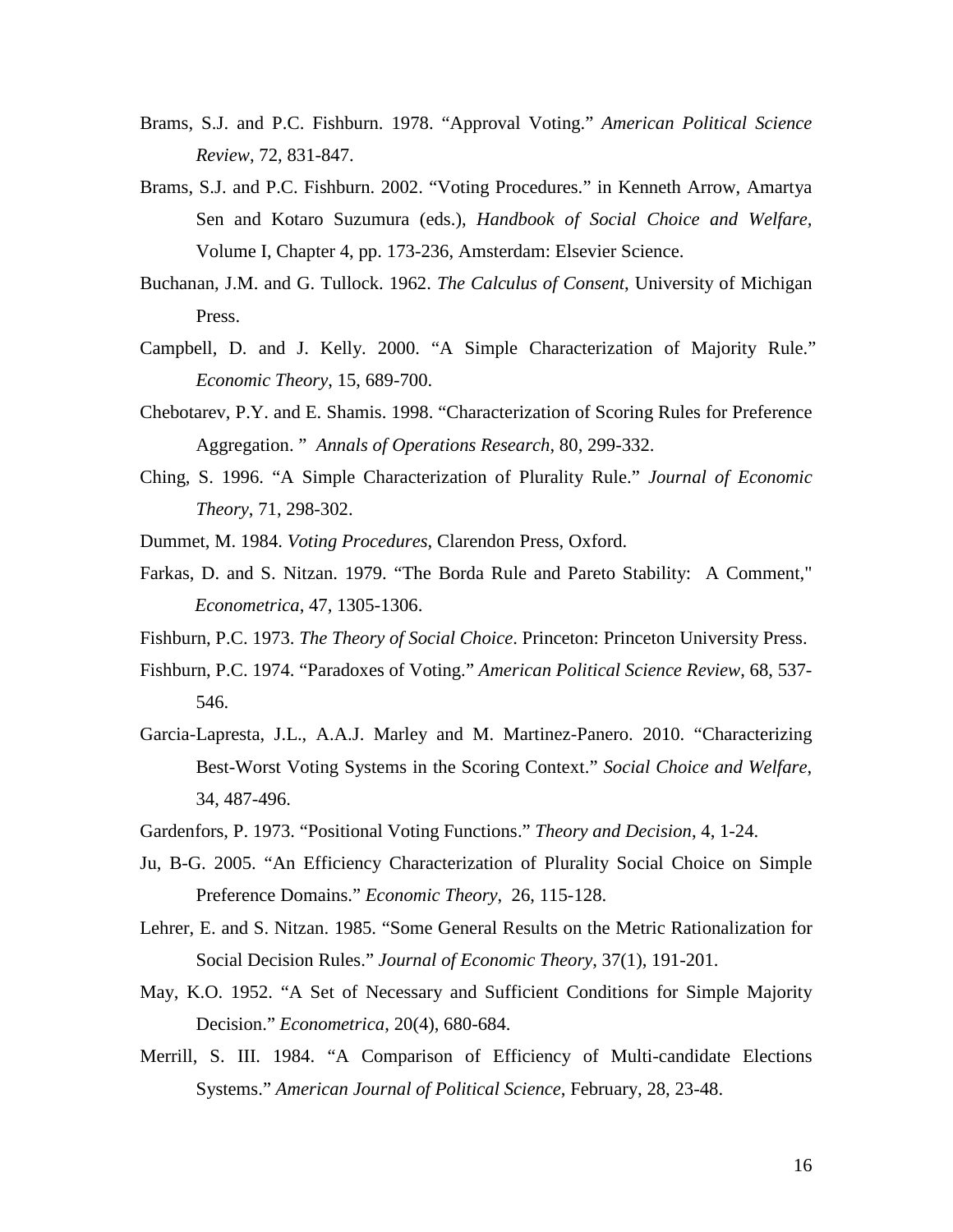Brams, S.J. and P.C. Fishburn. 1978. "Approval Voting." *American Political Science Review*, 72, 831-847.

Brams, S.J. and P.C. Fishburn. 2002. "Voting Procedures." in Kenneth Arrow, Amartya Sen and Kotaro Suzumura (eds.), *Handbook of Social Choice and Welfare*, Volume I, Chapter 4, pp. 173-236, Amsterdam: Elsevier Science.

Buchanan, J.M. and G. Tullock. 1962. *The Calculus of Consent*, University of Michigan Press.

Campbell, D. and J. Kelly. 2000. "A Simple Characterization of Majority Rule." *Economic Theory*, 15, 689-700.

Chebotarev, P.Y. and E. Shamis. 1998. "Characterization of Scoring Rules for Preference Aggregation. " *Annals of Operations Research*, 80, 299-332.

Ching, S. 1996. "A Simple Characterization of Plurality Rule." *Journal of Economic Theory*, 71, 298-302.

Dummet, M. 1984. *Voting Procedures*, Clarendon Press, Oxford.

Farkas, D. and S. Nitzan. 1979. "The Borda Rule and Pareto Stability: A Comment," *Econometrica*, 47, 1305-1306.

Fishburn, P.C. 1973. *The Theory of Social Choice*. Princeton: Princeton University Press.

Fishburn, P.C. 1974. "Paradoxes of Voting." *American Political Science Review*, 68, 537-546.

Garcia-Lapresta, J.L., A.A.J. Marley and M. Martinez-Panero. 2010. "Characterizing Best-Worst Voting Systems in the Scoring Context." *Social Choice and Welfare*, 34, 487-496.

Gardenfors, P. 1973. "Positional Voting Functions." *Theory and Decision*, 4, 1-24.

Ju, B-G. 2005. "An Efficiency Characterization of Plurality Social Choice on Simple Preference Domains." *Economic Theory*, 26, 115-128.

Lehrer, E. and S. Nitzan. 1985. "Some General Results on the Metric Rationalization for Social Decision Rules." *Journal of Economic Theory*, 37(1), 191-201.

May, K.O. 1952. "A Set of Necessary and Sufficient Conditions for Simple Majority Decision." *Econometrica*, 20(4), 680-684.

Merrill, S. III. 1984. "A Comparison of Efficiency of Multi-candidate Elections Systems." *American Journal of Political Science*, February, 28, 23-48.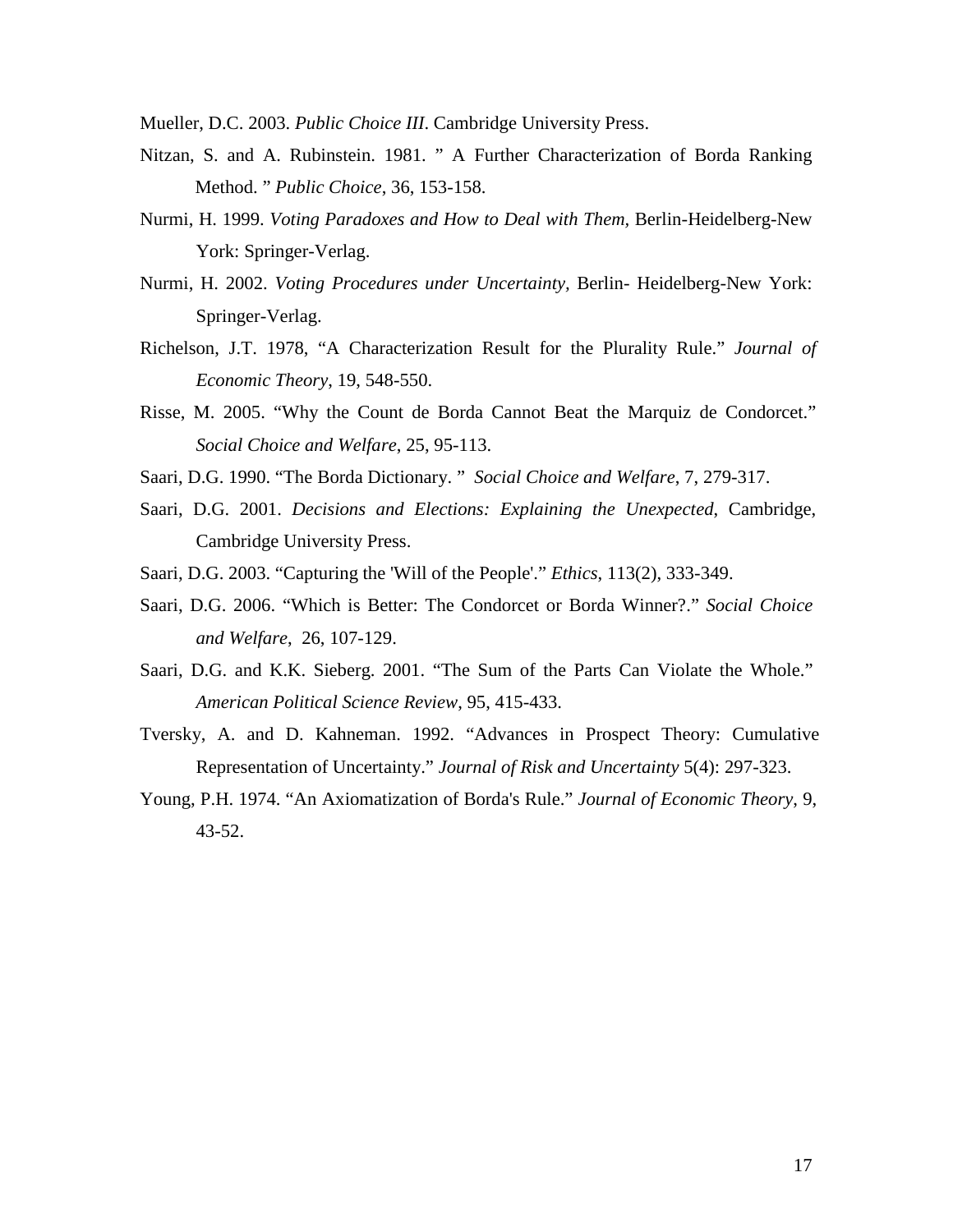Mueller, D.C. 2003. *Public Choice III*. Cambridge University Press.

Nitzan, S. and A. Rubinstein. 1981. " A Further Characterization of Borda Ranking Method. " *Public Choice*, 36, 153-158.

Nurmi, H. 1999. *Voting Paradoxes and How to Deal with Them,* Berlin-Heidelberg-New York: Springer-Verlag.

Nurmi, H. 2002. *Voting Procedures under Uncertainty,* Berlin- Heidelberg-New York: Springer-Verlag.

Richelson, J.T. 1978, "A Characterization Result for the Plurality Rule." *Journal of Economic Theory*, 19, 548-550.

Risse, M. 2005. "Why the Count de Borda Cannot Beat the Marquiz de Condorcet." *Social Choice and Welfare*, 25, 95-113.

Saari, D.G. 1990. "The Borda Dictionary. " *Social Choice and Welfare*, 7, 279-317.

Saari, D.G. 2001. *Decisions and Elections: Explaining the Unexpected*, Cambridge, Cambridge University Press.

Saari, D.G. 2003. "Capturing the 'Will of the People'." *Ethics*, 113(2), 333-349.

Saari, D.G. 2006. "Which is Better: The Condorcet or Borda Winner?." *Social Choice and Welfare*, 26, 107-129.

Saari, D.G. and K.K. Sieberg. 2001. "The Sum of the Parts Can Violate the Whole." *American Political Science Review*, 95, 415-433.

Tversky, A. and D. Kahneman. 1992. "Advances in Prospect Theory: Cumulative Representation of Uncertainty." *Journal of Risk and Uncertainty* 5(4): 297-323.

Young, P.H. 1974. "An Axiomatization of Borda's Rule." *Journal of Economic Theory,* 9, 43-52.